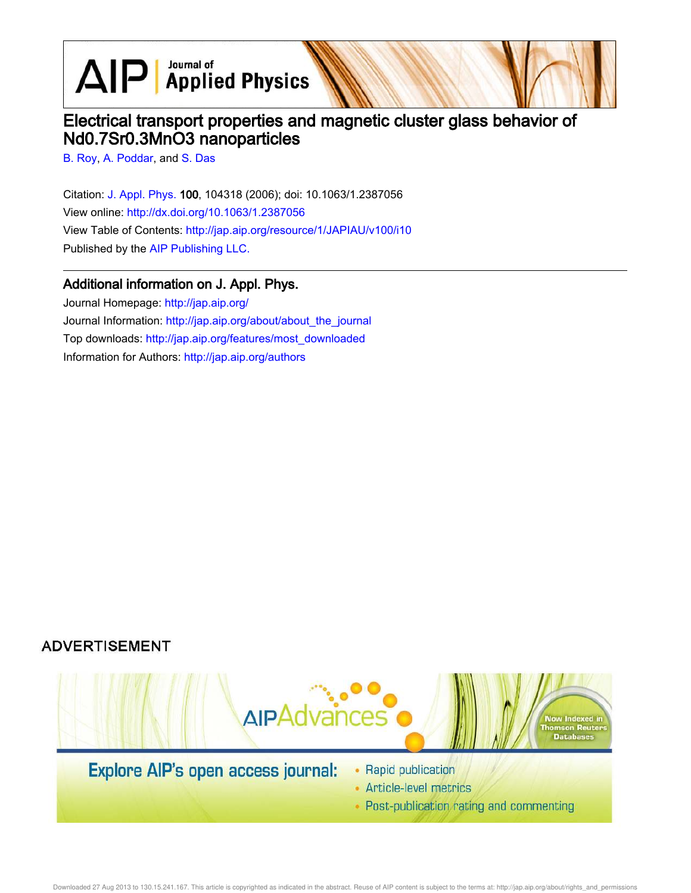# Electrical transport properties and magnetic cluster glass behavior of $Nd_{0.7}Sr_{0.3}MnO_3$ nanoparticles

B. Roy, A. Poddar, and S. Das

Citation: J. Appl. Phys. **100**, 104318 (2006); doi: 10.1063/1.2387056

View online: http://dx.doi.org/10.1063/1.2387056

View Table of Contents: http://jap.aip.org/resource/1/JAPIAU/v100/i10

Published by the AIP Publishing LLC.

## Additional information on J. Appl. Phys.

Journal Homepage: http://jap.aip.org/

Journal Information: http://jap.aip.org/about/about_the_journal

Top downloads: http://jap.aip.org/features/most_downloaded

Information for Authors: http://jap.aip.org/authors

ADVERTISEMENT

AIPAdvances

Now Indexed in Thomson Reuters Databases

Explore AIP's open access journal:

- Rapid publication
- Article-level metrics
- Post-publication rating and commenting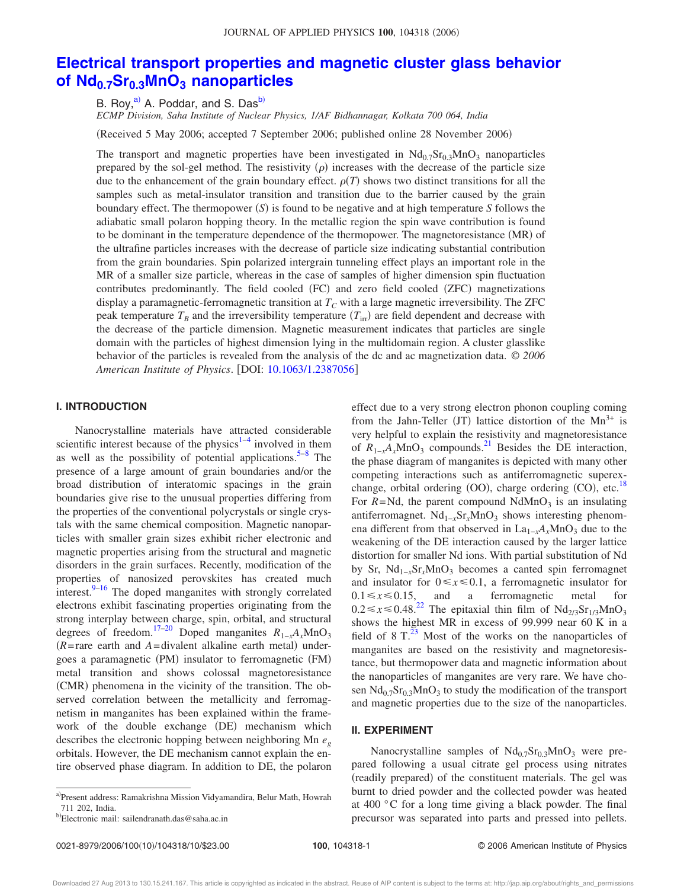# Electrical transport properties and magnetic cluster glass behavior of $Nd_{0.7}Sr_{0.3}MnO_3$ nanoparticles

B. Roy,[a)] A. Poddar, and S. Das[b)]

*ECMP Division, Saha Institute of Nuclear Physics, 1/AF Bidhannagar, Kolkata 700 064, India*

(Received 5 May 2006; accepted 7 September 2006; published online 28 November 2006)

The transport and magnetic properties have been investigated in $Nd_{0.7}Sr_{0.3}MnO_3$ nanoparticles prepared by the sol-gel method. The resistivity ($\rho$) increases with the decrease of the particle size due to the enhancement of the grain boundary effect. $\rho(T)$ shows two distinct transitions for all the samples such as metal-insulator transition and transition due to the barrier caused by the grain boundary effect. The thermopower ($S$) is found to be negative and at high temperature $S$ follows the adiabatic small polaron hopping theory. In the metallic region the spin wave contribution is found to be dominant in the temperature dependence of the thermopower. The magnetoresistance (MR) of the ultrafine particles increases with the decrease of particle size indicating substantial contribution from the grain boundaries. Spin polarized intergrain tunneling effect plays an important role in the MR of a smaller size particle, whereas in the case of samples of higher dimension spin fluctuation contributes predominantly. The field cooled (FC) and zero field cooled (ZFC) magnetizations display a paramagnetic-ferromagnetic transition at $T_C$ with a large magnetic irreversibility. The ZFC peak temperature $T_B$ and the irreversibility temperature ($T_{irr}$) are field dependent and decrease with the decrease of the particle dimension. Magnetic measurement indicates that particles are single domain with the particles of highest dimension lying in the multidomain region. A cluster glasslike behavior of the particles is revealed from the analysis of the dc and ac magnetization data. *© 2006 American Institute of Physics*. [DOI: 10.1063/1.2387056]

## I. INTRODUCTION

Nanocrystalline materials have attracted considerable scientific interest because of the physics[1–4] involved in them as well as the possibility of potential applications.[5–8] The presence of a large amount of grain boundaries and/or the broad distribution of interatomic spacings in the grain boundaries give rise to the unusual properties differing from the properties of the conventional polycrystals or single crystals with the same chemical composition. Magnetic nanoparticles with smaller grain sizes exhibit richer electronic and magnetic properties arising from the structural and magnetic disorders in the grain surfaces. Recently, modification of the properties of nanosized perovskites has created much interest.[9–16] The doped manganites with strongly correlated electrons exhibit fascinating properties originating from the strong interplay between charge, spin, orbital, and structural degrees of freedom.[17–20] Doped manganites $R_{1-x}A_xMnO_3$ ($R$=rare earth and $A$=divalent alkaline earth metal) undergoes a paramagnetic (PM) insulator to ferromagnetic (FM) metal transition and shows colossal magnetoresistance (CMR) phenomena in the vicinity of the transition. The observed correlation between the metallicity and ferromagnetism in manganites has been explained within the framework of the double exchange (DE) mechanism which describes the electronic hopping between neighboring Mn $e_g$ orbitals. However, the DE mechanism cannot explain the entire observed phase diagram. In addition to DE, the polaron effect due to a very strong electron phonon coupling coming from the Jahn-Teller (JT) lattice distortion of the $Mn^{3+}$ is very helpful to explain the resistivity and magnetoresistance of $R_{1-x}A_xMnO_3$ compounds.[21] Besides the DE interaction, the phase diagram of manganites is depicted with many other competing interactions such as antiferromagnetic superexchange, orbital ordering (OO), charge ordering (CO), etc.[18] For $R$=Nd, the parent compound $NdMnO_3$ is an insulating antiferromagnet. $Nd_{1-x}Sr_xMnO_3$ shows interesting phenomena different from that observed in $La_{1-x}A_xMnO_3$ due to the weakening of the DE interaction caused by the larger lattice distortion for smaller Nd ions. With partial substitution of Nd by Sr, $Nd_{1-x}Sr_xMnO_3$ becomes a canted spin ferromagnet and insulator for $0 \leq x \leq 0.1$, a ferromagnetic insulator for $0.1 \leq x \leq 0.15$, and a ferromagnetic metal for $0.2 \leq x \leq 0.48$.[22] The epitaxial thin film of $Nd_{2/3}Sr_{1/3}MnO_3$ shows the highest MR in excess of 99.999 near 60 K in a field of 8 T.[23] Most of the works on the nanoparticles of manganites are based on the resistivity and magnetoresistance, but thermopower data and magnetic information about the nanoparticles of manganites are very rare. We have chosen $Nd_{0.7}Sr_{0.3}MnO_3$ to study the modification of the transport and magnetic properties due to the size of the nanoparticles.

## II. EXPERIMENT

Nanocrystalline samples of $Nd_{0.7}Sr_{0.3}MnO_3$ were prepared following a usual citrate gel process using nitrates (readily prepared) of the constituent materials. The gel was burnt to dried powder and the collected powder was heated at 400 °C for a long time giving a black powder. The final precursor was separated into parts and pressed into pellets.

[a)] Present address: Ramakrishna Mission Vidyamandira, Belur Math, Howrah 711 202, India.

[b)] Electronic mail: sailendranath.das@saha.ac.in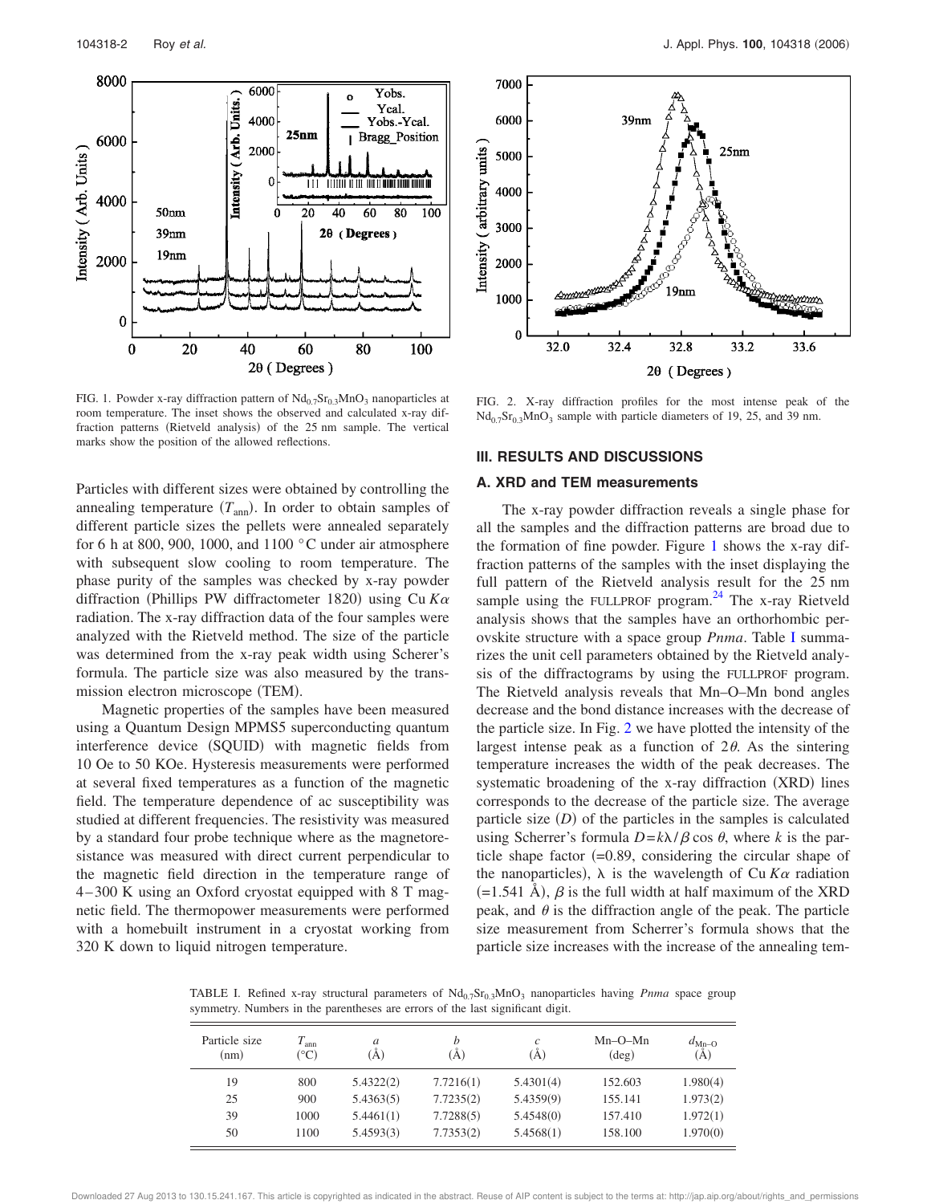FIG. 1. Powder x-ray diffraction pattern of $Nd_{0.7}Sr_{0.3}MnO_3$ nanoparticles at room temperature. The inset shows the observed and calculated x-ray diffraction patterns (Rietveld analysis) of the 25 nm sample. The vertical marks show the position of the allowed reflections.

FIG. 2. X-ray diffraction profiles for the most intense peak of the $Nd_{0.7}Sr_{0.3}MnO_3$ sample with particle diameters of 19, 25, and 39 nm.

Particles with different sizes were obtained by controlling the annealing temperature ($T_{ann}$). In order to obtain samples of different particle sizes the pellets were annealed separately for 6 h at 800, 900, 1000, and 1100 °C under air atmosphere with subsequent slow cooling to room temperature. The phase purity of the samples was checked by x-ray powder diffraction (Phillips PW diffractometer 1820) using Cu $K\alpha$ radiation. The x-ray diffraction data of the four samples were analyzed with the Rietveld method. The size of the particle was determined from the x-ray peak width using Scherer's formula. The particle size was also measured by the transmission electron microscope (TEM).

Magnetic properties of the samples have been measured using a Quantum Design MPMS5 superconducting quantum interference device (SQUID) with magnetic fields from 10 Oe to 50 KOe. Hysteresis measurements were performed at several fixed temperatures as a function of the magnetic field. The temperature dependence of ac susceptibility was studied at different frequencies. The resistivity was measured by a standard four probe technique where as the magnetoresistance was measured with direct current perpendicular to the magnetic field direction in the temperature range of 4–300 K using an Oxford cryostat equipped with 8 T magnetic field. The thermopower measurements were performed with a homebuilt instrument in a cryostat working from 320 K down to liquid nitrogen temperature.

## III. RESULTS AND DISCUSSIONS

### A. XRD and TEM measurements

The x-ray powder diffraction reveals a single phase for all the samples and the diffraction patterns are broad due to the formation of fine powder. Figure 1 shows the x-ray diffraction patterns of the samples with the inset displaying the full pattern of the Rietveld analysis result for the 25 nm sample using the FULLPROF program.[24] The x-ray Rietveld analysis shows that the samples have an orthorhombic perovskite structure with a space group *Pnma*. Table I summarizes the unit cell parameters obtained by the Rietveld analysis of the diffractograms by using the FULLPROF program. The Rietveld analysis reveals that Mn–O–Mn bond angles decrease and the bond distance increases with the decrease of the particle size. In Fig. 2 we have plotted the intensity of the largest intense peak as a function of $2\theta$. As the sintering temperature increases the width of the peak decreases. The systematic broadening of the x-ray diffraction (XRD) lines corresponds to the decrease of the particle size. The average particle size ($D$) of the particles in the samples is calculated using Scherrer's formula $D=k\lambda/\beta\cos\theta$, where $k$ is the particle shape factor (=0.89, considering the circular shape of the nanoparticles), $\lambda$ is the wavelength of Cu $K\alpha$ radiation (=1.541 Å), $\beta$ is the full width at half maximum of the XRD peak, and $\theta$ is the diffraction angle of the peak. The particle size measurement from Scherrer's formula shows that the particle size increases with the increase of the annealing tem-

TABLE I. Refined x-ray structural parameters of $Nd_{0.7}Sr_{0.3}MnO_3$ nanoparticles having *Pnma* space group symmetry. Numbers in the parentheses are errors of the last significant digit.

| Particle size (nm) | $T_{ann}$ (°C) | $a$ (Å) | $b$ (Å) | $c$ (Å) | Mn–O–Mn (deg) | $d_{Mn-O}$ (Å) |
|---|---|---|---|---|---|---|
| 19 | 800 | 5.4322(2) | 7.7216(1) | 5.4301(4) | 152.603 | 1.980(4) |
| 25 | 900 | 5.4363(5) | 7.7235(2) | 5.4359(9) | 155.141 | 1.973(2) |
| 39 | 1000 | 5.4461(1) | 7.7288(5) | 5.4548(0) | 157.410 | 1.972(1) |
| 50 | 1100 | 5.4593(3) | 7.7353(2) | 5.4568(1) | 158.100 | 1.970(0) |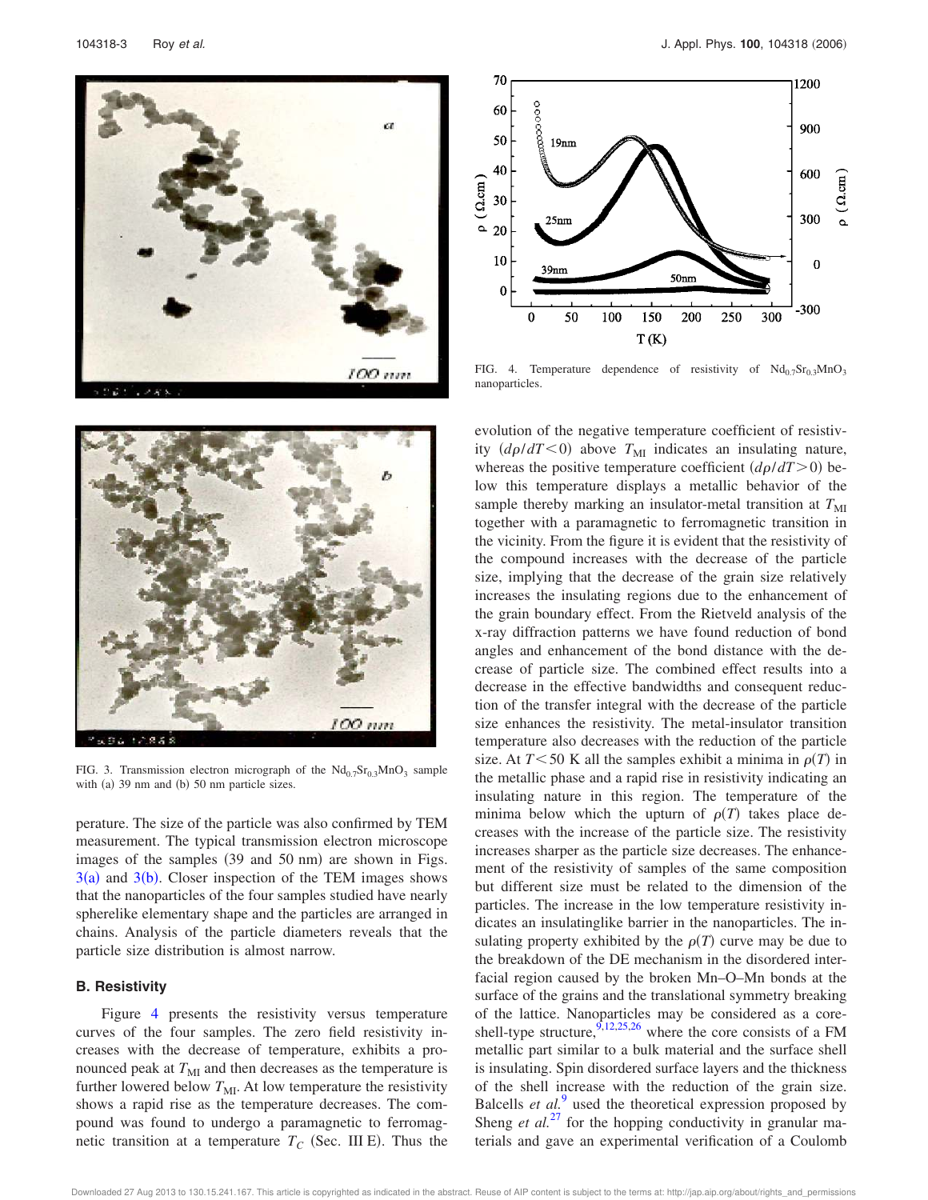FIG. 3. Transmission electron micrograph of the $Nd_{0.7}Sr_{0.3}MnO_3$ sample with (a) 39 nm and (b) 50 nm particle sizes.

perature. The size of the particle was also confirmed by TEM measurement. The typical transmission electron microscope images of the samples (39 and 50 nm) are shown in Figs. 3(a) and 3(b). Closer inspection of the TEM images shows that the nanoparticles of the four samples studied have nearly spherelike elementary shape and the particles are arranged in chains. Analysis of the particle diameters reveals that the particle size distribution is almost narrow.

### B. Resistivity

Figure 4 presents the resistivity versus temperature curves of the four samples. The zero field resistivity increases with the decrease of temperature, exhibits a pronounced peak at $T_{MI}$ and then decreases as the temperature is further lowered below $T_{MI}$. At low temperature the resistivity shows a rapid rise as the temperature decreases. The compound was found to undergo a paramagnetic to ferromagnetic transition at a temperature $T_C$ (Sec. III E). Thus the

FIG. 4. Temperature dependence of resistivity of $Nd_{0.7}Sr_{0.3}MnO_3$ nanoparticles.

evolution of the negative temperature coefficient of resistivity $(d\rho/dT<0)$ above $T_{MI}$ indicates an insulating nature, whereas the positive temperature coefficient $(d\rho/dT>0)$ below this temperature displays a metallic behavior of the sample thereby marking an insulator-metal transition at $T_{MI}$ together with a paramagnetic to ferromagnetic transition in the vicinity. From the figure it is evident that the resistivity of the compound increases with the decrease of the particle size, implying that the decrease of the grain size relatively increases the insulating regions due to the enhancement of the grain boundary effect. From the Rietveld analysis of the x-ray diffraction patterns we have found reduction of bond angles and enhancement of the bond distance with the decrease of particle size. The combined effect results into a decrease in the effective bandwidths and consequent reduction of the transfer integral with the decrease of the particle size enhances the resistivity. The metal-insulator transition temperature also decreases with the reduction of the particle size. At $T<50$ K all the samples exhibit a minima in $\rho(T)$ in the metallic phase and a rapid rise in resistivity indicating an insulating nature in this region. The temperature of the minima below which the upturn of $\rho(T)$ takes place decreases with the increase of the particle size. The resistivity increases sharper as the particle size decreases. The enhancement of the resistivity of samples of the same composition but different size must be related to the dimension of the particles. The increase in the low temperature resistivity indicates an insulatinglike barrier in the nanoparticles. The insulating property exhibited by the $\rho(T)$ curve may be due to the breakdown of the DE mechanism in the disordered interfacial region caused by the broken Mn–O–Mn bonds at the surface of the grains and the translational symmetry breaking of the lattice. Nanoparticles may be considered as a core-shell-type structure,[9,12,25,26] where the core consists of a FM metallic part similar to a bulk material and the surface shell is insulating. Spin disordered surface layers and the thickness of the shell increase with the reduction of the grain size. Balcells *et al.*[9] used the theoretical expression proposed by Sheng *et al.*[27] for the hopping conductivity in granular materials and gave an experimental verification of a Coulomb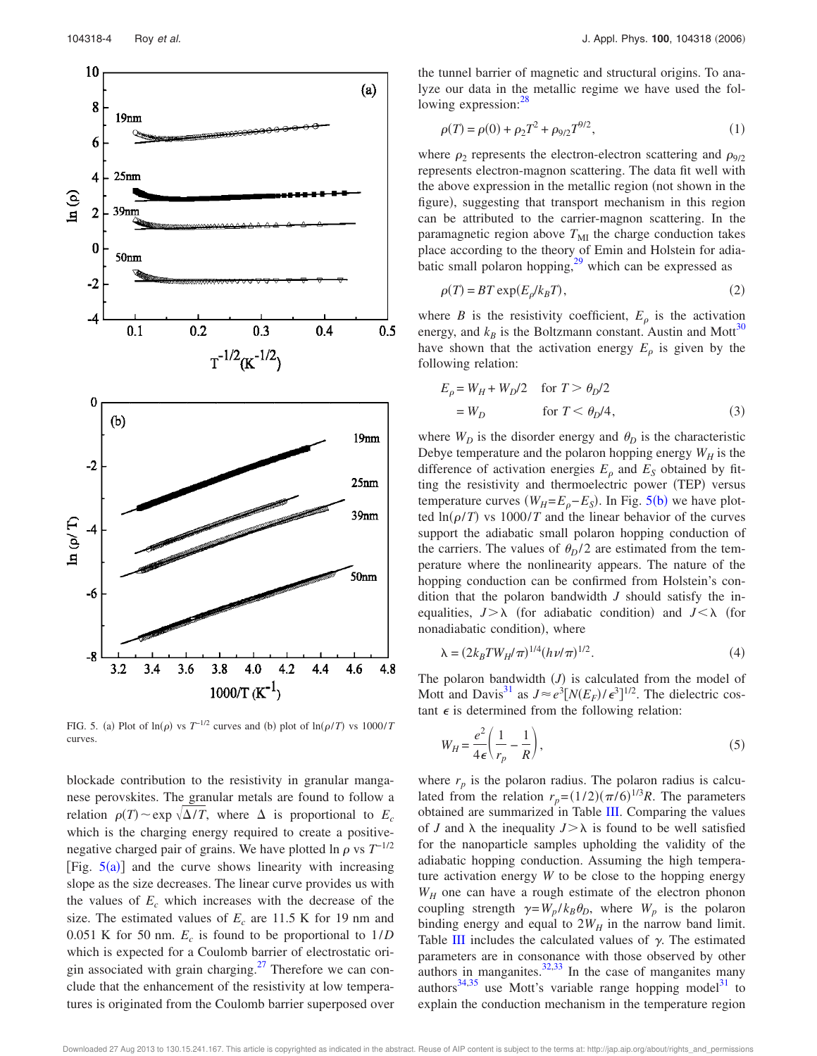FIG. 5. (a) Plot of $\ln(\rho)$ vs $T^{-1/2}$ curves and (b) plot of $\ln(\rho/T)$ vs $1000/T$ curves.

blockade contribution to the resistivity in granular manganese perovskites. The granular metals are found to follow a relation $\rho(T) \sim \exp \sqrt{\Delta/T}$, where $\Delta$ is proportional to $E_c$ which is the charging energy required to create a positive-negative charged pair of grains. We have plotted $\ln \rho$ vs $T^{-1/2}$ [Fig. 5(a)] and the curve shows linearity with increasing slope as the size decreases. The linear curve provides us with the values of $E_c$ which increases with the decrease of the size. The estimated values of $E_c$ are 11.5 K for 19 nm and 0.051 K for 50 nm. $E_c$ is found to be proportional to $1/D$ which is expected for a Coulomb barrier of electrostatic origin associated with grain charging.[27] Therefore we can conclude that the enhancement of the resistivity at low temperatures is originated from the Coulomb barrier superposed over the tunnel barrier of magnetic and structural origins. To analyze our data in the metallic regime we have used the following expression:[28]

$$\rho(T) = \rho(0) + \rho_2 T^2 + \rho_{9/2} T^{9/2}, \tag{1}$$

where $\rho_2$ represents the electron-electron scattering and $\rho_{9/2}$ represents electron-magnon scattering. The data fit well with the above expression in the metallic region (not shown in the figure), suggesting that transport mechanism in this region can be attributed to the carrier-magnon scattering. In the paramagnetic region above $T_{\mathrm{MI}}$ the charge conduction takes place according to the theory of Emin and Holstein for adiabatic small polaron hopping,[29] which can be expressed as

$$\rho(T) = BT \exp(E_\rho/k_B T), \tag{2}$$

where $B$ is the resistivity coefficient, $E_\rho$ is the activation energy, and $k_B$ is the Boltzmann constant. Austin and Mott[30] have shown that the activation energy $E_\rho$ is given by the following relation:

$$\begin{aligned} E_\rho &= W_H + W_D/2 \quad \text{for } T > \theta_D/2 \\ &= W_D \qquad\qquad \text{for } T < \theta_D/4, \end{aligned} \tag{3}$$

where $W_D$ is the disorder energy and $\theta_D$ is the characteristic Debye temperature and the polaron hopping energy $W_H$ is the difference of activation energies $E_\rho$ and $E_S$ obtained by fitting the resistivity and thermoelectric power (TEP) versus temperature curves ($W_H = E_\rho - E_S$). In Fig. 5(b) we have plotted $\ln(\rho/T)$ vs $1000/T$ and the linear behavior of the curves support the adiabatic small polaron hopping conduction of the carriers. The values of $\theta_D/2$ are estimated from the temperature where the nonlinearity appears. The nature of the hopping conduction can be confirmed from Holstein's condition that the polaron bandwidth $J$ should satisfy the inequalities, $J > \lambda$ (for adiabatic condition) and $J < \lambda$ (for nonadiabatic condition), where

$$\lambda = (2k_B T W_H/\pi)^{1/4} (h\nu/\pi)^{1/2}. \tag{4}$$

The polaron bandwidth ($J$) is calculated from the model of Mott and Davis[31] as $J \approx e^3 [N(E_F)/\epsilon^3]^{1/2}$. The dielectric constant $\epsilon$ is determined from the following relation:

$$W_H = \frac{e^2}{4\epsilon}\left(\frac{1}{r_p} - \frac{1}{R}\right), \tag{5}$$

where $r_p$ is the polaron radius. The polaron radius is calculated from the relation $r_p = (1/2)(\pi/6)^{1/3} R$. The parameters obtained are summarized in Table III. Comparing the values of $J$ and $\lambda$ the inequality $J > \lambda$ is found to be well satisfied for the nanoparticle samples upholding the validity of the adiabatic hopping conduction. Assuming the high temperature activation energy $W$ to be close to the hopping energy $W_H$ one can have a rough estimate of the electron phonon coupling strength $\gamma = W_p/k_B \theta_D$, where $W_p$ is the polaron binding energy and equal to $2W_H$ in the narrow band limit. Table III includes the calculated values of $\gamma$. The estimated parameters are in consonance with those observed by other authors in manganites.[32,33] In the case of manganites many authors[34,35] use Mott's variable range hopping model[31] to explain the conduction mechanism in the temperature region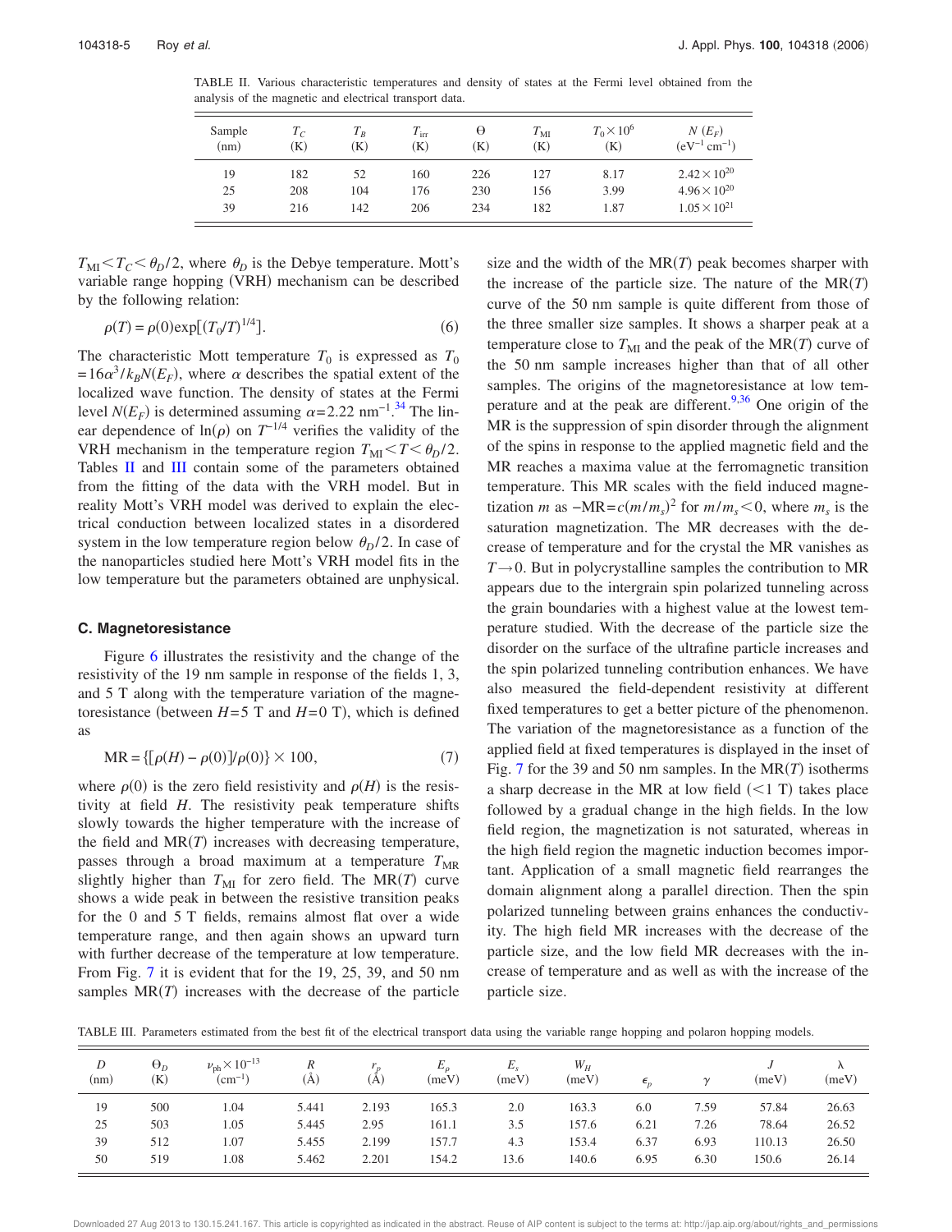TABLE II. Various characteristic temperatures and density of states at the Fermi level obtained from the analysis of the magnetic and electrical transport data.

| Sample (nm) | $T_C$ (K) | $T_B$ (K) | $T_{\mathrm{irr}}$ (K) | $\Theta$ (K) | $T_{\mathrm{MI}}$ (K) | $T_0 \times 10^6$ (K) | $N(E_F)$ ($\mathrm{eV}^{-1}\,\mathrm{cm}^{-1}$) |
|---|---|---|---|---|---|---|---|
| 19 | 182 | 52 | 160 | 226 | 127 | 8.17 | $2.42 \times 10^{20}$ |
| 25 | 208 | 104 | 176 | 230 | 156 | 3.99 | $4.96 \times 10^{20}$ |
| 39 | 216 | 142 | 206 | 234 | 182 | 1.87 | $1.05 \times 10^{21}$ |

$T_{\mathrm{MI}} < T_C < \theta_D/2$, where $\theta_D$ is the Debye temperature. Mott's variable range hopping (VRH) mechanism can be described by the following relation:

$$\rho(T) = \rho(0)\exp[(T_0/T)^{1/4}]. \tag{6}$$

The characteristic Mott temperature $T_0$ is expressed as $T_0 = 16\alpha^3/k_B N(E_F)$, where $\alpha$ describes the spatial extent of the localized wave function. The density of states at the Fermi level $N(E_F)$ is determined assuming $\alpha = 2.22\ \mathrm{nm}^{-1}$.[34] The linear dependence of $\ln(\rho)$ on $T^{-1/4}$ verifies the validity of the VRH mechanism in the temperature region $T_{\mathrm{MI}} < T < \theta_D/2$. Tables II and III contain some of the parameters obtained from the fitting of the data with the VRH model. But in reality Mott's VRH model was derived to explain the electrical conduction between localized states in a disordered system in the low temperature region below $\theta_D/2$. In case of the nanoparticles studied here Mott's VRH model fits in the low temperature but the parameters obtained are unphysical.

### C. Magnetoresistance

Figure 6 illustrates the resistivity and the change of the resistivity of the 19 nm sample in response of the fields 1, 3, and 5 T along with the temperature variation of the magnetoresistance (between $H=5$ T and $H=0$ T), which is defined as

$$\mathrm{MR} = \{[\rho(H) - \rho(0)]/\rho(0)\} \times 100, \tag{7}$$

where $\rho(0)$ is the zero field resistivity and $\rho(H)$ is the resistivity at field $H$. The resistivity peak temperature shifts slowly towards the higher temperature with the increase of the field and MR($T$) increases with decreasing temperature, passes through a broad maximum at a temperature $T_{\mathrm{MR}}$ slightly higher than $T_{\mathrm{MI}}$ for zero field. The MR($T$) curve shows a wide peak in between the resistive transition peaks for the 0 and 5 T fields, remains almost flat over a wide temperature range, and then again shows an upward turn with further decrease of the temperature at low temperature. From Fig. 7 it is evident that for the 19, 25, 39, and 50 nm samples MR($T$) increases with the decrease of the particle size and the width of the MR($T$) peak becomes sharper with the increase of the particle size. The nature of the MR($T$) curve of the 50 nm sample is quite different from those of the three smaller size samples. It shows a sharper peak at a temperature close to $T_{\mathrm{MI}}$ and the peak of the MR($T$) curve of the 50 nm sample increases higher than that of all other samples. The origins of the magnetoresistance at low temperature and at the peak are different.[9,36] One origin of the MR is the suppression of spin disorder through the alignment of the spins in response to the applied magnetic field and the MR reaches a maxima value at the ferromagnetic transition temperature. This MR scales with the field induced magnetization $m$ as $-\mathrm{MR} = c(m/m_s)^2$ for $m/m_s < 0$, where $m_s$ is the saturation magnetization. The MR decreases with the decrease of temperature and for the crystal the MR vanishes as $T \to 0$. But in polycrystalline samples the contribution to MR appears due to the intergrain spin polarized tunneling across the grain boundaries with a highest value at the lowest temperature studied. With the decrease of the particle size the disorder on the surface of the ultrafine particle increases and the spin polarized tunneling contribution enhances. We have also measured the field-dependent resistivity at different fixed temperatures to get a better picture of the phenomenon. The variation of the magnetoresistance as a function of the applied field at fixed temperatures is displayed in the inset of Fig. 7 for the 39 and 50 nm samples. In the MR($T$) isotherms a sharp decrease in the MR at low field ($<1$ T) takes place followed by a gradual change in the high fields. In the low field region, the magnetization is not saturated, whereas in the high field region the magnetic induction becomes important. Application of a small magnetic field rearranges the domain alignment along a parallel direction. Then the spin polarized tunneling between grains enhances the conductivity. The high field MR increases with the decrease of the particle size, and the low field MR decreases with the increase of temperature and as well as with the increase of the particle size.

TABLE III. Parameters estimated from the best fit of the electrical transport data using the variable range hopping and polaron hopping models.

| $D$ (nm) | $\Theta_D$ (K) | $\nu_{\mathrm{ph}} \times 10^{-13}$ ($\mathrm{cm}^{-1}$) | $R$ (Å) | $r_p$ (Å) | $E_\rho$ (meV) | $E_s$ (meV) | $W_H$ (meV) | $\epsilon_p$ | $\gamma$ | $J$ (meV) | $\lambda$ (meV) |
|---|---|---|---|---|---|---|---|---|---|---|---|
| 19 | 500 | 1.04 | 5.441 | 2.193 | 165.3 | 2.0 | 163.3 | 6.0 | 7.59 | 57.84 | 26.63 |
| 25 | 503 | 1.05 | 5.445 | 2.95 | 161.1 | 3.5 | 157.6 | 6.21 | 7.26 | 78.64 | 26.52 |
| 39 | 512 | 1.07 | 5.455 | 2.199 | 157.7 | 4.3 | 153.4 | 6.37 | 6.93 | 110.13 | 26.50 |
| 50 | 519 | 1.08 | 5.462 | 2.201 | 154.2 | 13.6 | 140.6 | 6.95 | 6.30 | 150.6 | 26.14 |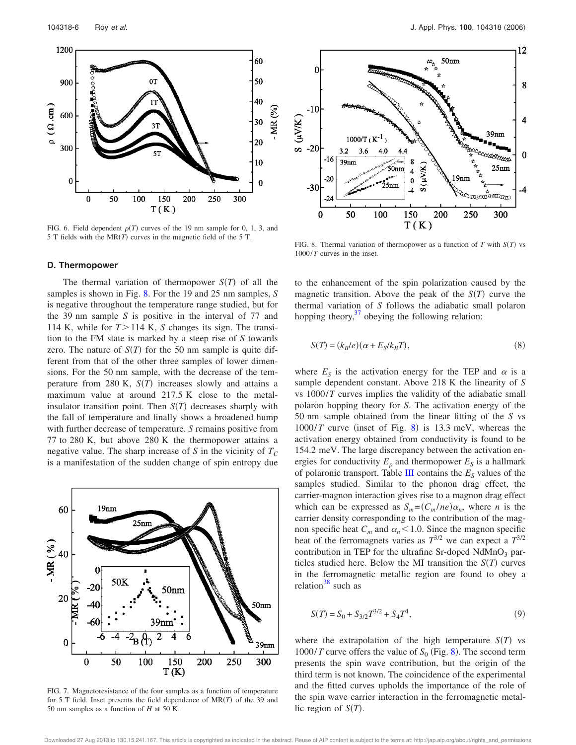FIG. 6. Field dependent $\rho(T)$ curves of the 19 nm sample for 0, 1, 3, and 5 T fields with the MR($T$) curves in the magnetic field of the 5 T.

### D. Thermopower

The thermal variation of thermopower $S(T)$ of all the samples is shown in Fig. 8. For the 19 and 25 nm samples, $S$ is negative throughout the temperature range studied, but for the 39 nm sample $S$ is positive in the interval of 77 and 114 K, while for $T > 114$ K, $S$ changes its sign. The transition to the FM state is marked by a steep rise of $S$ towards zero. The nature of $S(T)$ for the 50 nm sample is quite different from that of the other three samples of lower dimensions. For the 50 nm sample, with the decrease of the temperature from 280 K, $S(T)$ increases slowly and attains a maximum value at around 217.5 K close to the metal-insulator transition point. Then $S(T)$ decreases sharply with the fall of temperature and finally shows a broadened hump with further decrease of temperature. $S$ remains positive from 77 to 280 K, but above 280 K the thermopower attains a negative value. The sharp increase of $S$ in the vicinity of $T_C$ is a manifestation of the sudden change of spin entropy due to the enhancement of the spin polarization caused by the magnetic transition. Above the peak of the $S(T)$ curve the thermal variation of $S$ follows the adiabatic small polaron hopping theory,[37] obeying the following relation:

$$S(T) = (k_B/e)(\alpha + E_S/k_BT), \tag{8}$$

where $E_S$ is the activation energy for the TEP and $\alpha$ is a sample dependent constant. Above 218 K the linearity of $S$ vs $1000/T$ curves implies the validity of the adiabatic small polaron hopping theory for $S$. The activation energy of the 50 nm sample obtained from the linear fitting of the $S$ vs $1000/T$ curve (inset of Fig. 8) is 13.3 meV, whereas the activation energy obtained from conductivity is found to be 154.2 meV. The large discrepancy between the activation energies for conductivity $E_\rho$ and thermopower $E_S$ is a hallmark of polaronic transport. Table III contains the $E_S$ values of the samples studied. Similar to the phonon drag effect, the carrier-magnon interaction gives rise to a magnon drag effect which can be expressed as $S_m = (C_m/ne)\alpha_n$, where $n$ is the carrier density corresponding to the contribution of the magnon specific heat $C_m$ and $\alpha_n < 1.0$. Since the magnon specific heat of the ferromagnets varies as $T^{3/2}$ we can expect a $T^{3/2}$ contribution in TEP for the ultrafine Sr-doped $NdMnO_3$ particles studied here. Below the MI transition the $S(T)$ curves in the ferromagnetic metallic region are found to obey a relation[38] such as

$$S(T) = S_0 + S_{3/2}T^{3/2} + S_4T^4, \tag{9}$$

where the extrapolation of the high temperature $S(T)$ vs $1000/T$ curve offers the value of $S_0$ (Fig. 8). The second term presents the spin wave contribution, but the origin of the third term is not known. The coincidence of the experimental and the fitted curves upholds the importance of the role of the spin wave carrier interaction in the ferromagnetic metallic region of $S(T)$.

FIG. 7. Magnetoresistance of the four samples as a function of temperature for 5 T field. Inset presents the field dependence of MR($T$) of the 39 and 50 nm samples as a function of $H$ at 50 K.

FIG. 8. Thermal variation of thermopower as a function of $T$ with $S(T)$ vs $1000/T$ curves in the inset.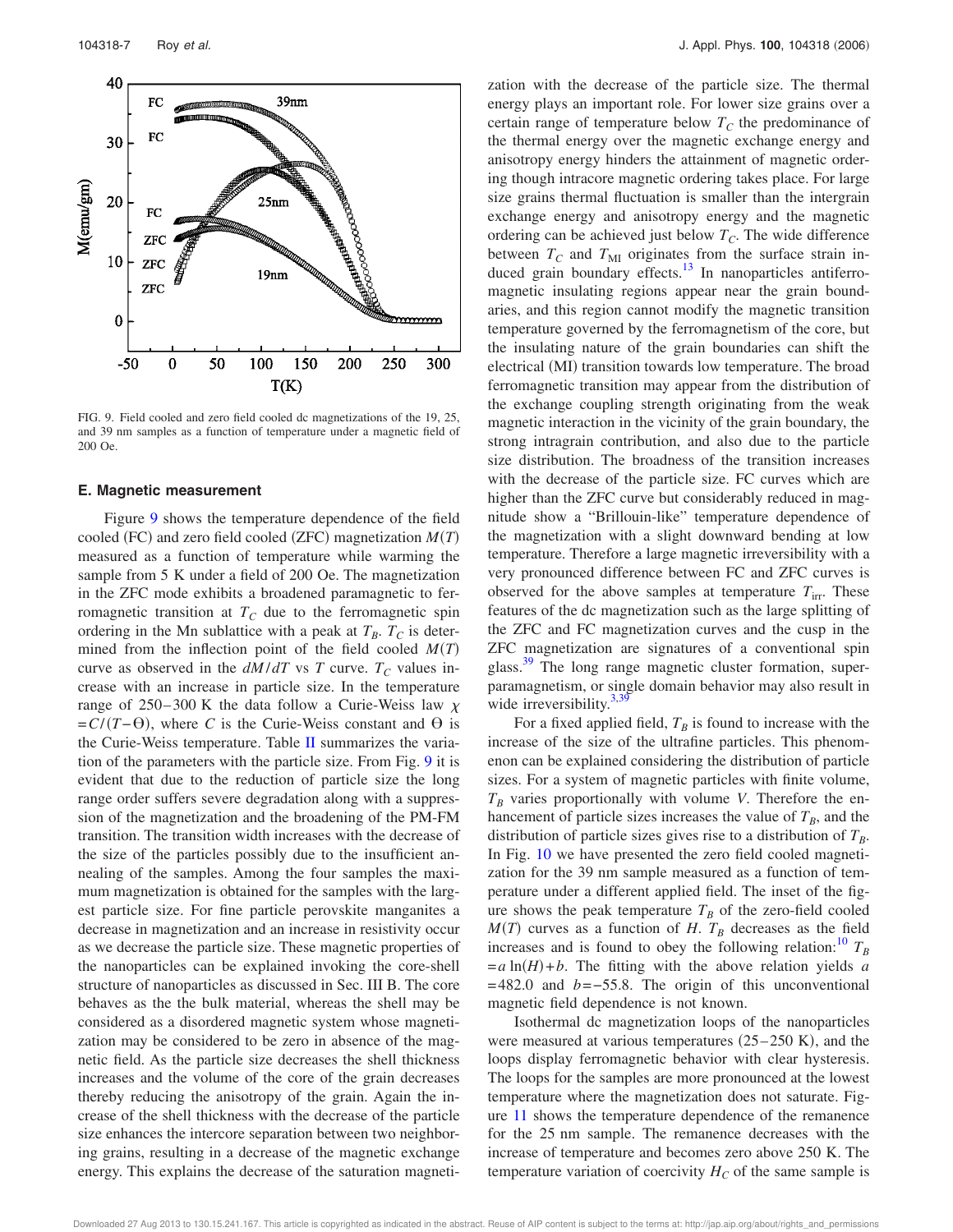FIG. 9. Field cooled and zero field cooled dc magnetizations of the 19, 25, and 39 nm samples as a function of temperature under a magnetic field of 200 Oe.

### E. Magnetic measurement

Figure 9 shows the temperature dependence of the field cooled (FC) and zero field cooled (ZFC) magnetization $M(T)$ measured as a function of temperature while warming the sample from 5 K under a field of 200 Oe. The magnetization in the ZFC mode exhibits a broadened paramagnetic to ferromagnetic transition at $T_C$ due to the ferromagnetic spin ordering in the Mn sublattice with a peak at $T_B$. $T_C$ is determined from the inflection point of the field cooled $M(T)$ curve as observed in the $dM/dT$ vs $T$ curve. $T_C$ values increase with an increase in particle size. In the temperature range of 250–300 K the data follow a Curie-Weiss law $\chi = C/(T-\Theta)$, where $C$ is the Curie-Weiss constant and $\Theta$ is the Curie-Weiss temperature. Table II summarizes the variation of the parameters with the particle size. From Fig. 9 it is evident that due to the reduction of particle size the long range order suffers severe degradation along with a suppression of the magnetization and the broadening of the PM-FM transition. The transition width increases with the decrease of the size of the particles possibly due to the insufficient annealing of the samples. Among the four samples the maximum magnetization is obtained for the samples with the largest particle size. For fine particle perovskite manganites a decrease in magnetization and an increase in resistivity occur as we decrease the particle size. These magnetic properties of the nanoparticles can be explained invoking the core-shell structure of nanoparticles as discussed in Sec. III B. The core behaves as the the bulk material, whereas the shell may be considered as a disordered magnetic system whose magnetization may be considered to be zero in absence of the magnetic field. As the particle size decreases the shell thickness increases and the volume of the core of the grain decreases thereby reducing the anisotropy of the grain. Again the increase of the shell thickness with the decrease of the particle size enhances the intercore separation between two neighboring grains, resulting in a decrease of the magnetic exchange energy. This explains the decrease of the saturation magnetization with the decrease of the particle size. The thermal energy plays an important role. For lower size grains over a certain range of temperature below $T_C$ the predominance of the thermal energy over the magnetic exchange energy and anisotropy energy hinders the attainment of magnetic ordering though intracore magnetic ordering takes place. For large size grains thermal fluctuation is smaller than the intergrain exchange energy and anisotropy energy and the magnetic ordering can be achieved just below $T_C$. The wide difference between $T_C$ and $T_{MI}$ originates from the surface strain induced grain boundary effects.[13] In nanoparticles antiferromagnetic insulating regions appear near the grain boundaries, and this region cannot modify the magnetic transition temperature governed by the ferromagnetism of the core, but the insulating nature of the grain boundaries can shift the electrical (MI) transition towards low temperature. The broad ferromagnetic transition may appear from the distribution of the exchange coupling strength originating from the weak magnetic interaction in the vicinity of the grain boundary, the strong intragrain contribution, and also due to the particle size distribution. The broadness of the transition increases with the decrease of the particle size. FC curves which are higher than the ZFC curve but considerably reduced in magnitude show a "Brillouin-like" temperature dependence of the magnetization with a slight downward bending at low temperature. Therefore a large magnetic irreversibility with a very pronounced difference between FC and ZFC curves is observed for the above samples at temperature $T_{irr}$. These features of the dc magnetization such as the large splitting of the ZFC and FC magnetization curves and the cusp in the ZFC magnetization are signatures of a conventional spin glass.[39] The long range magnetic cluster formation, superparamagnetism, or single domain behavior may also result in wide irreversibility.[3,39]

For a fixed applied field, $T_B$ is found to increase with the increase of the size of the ultrafine particles. This phenomenon can be explained considering the distribution of particle sizes. For a system of magnetic particles with finite volume, $T_B$ varies proportionally with volume $V$. Therefore the enhancement of particle sizes increases the value of $T_B$, and the distribution of particle sizes gives rise to a distribution of $T_B$. In Fig. 10 we have presented the zero field cooled magnetization for the 39 nm sample measured as a function of temperature under a different applied field. The inset of the figure shows the peak temperature $T_B$ of the zero-field cooled $M(T)$ curves as a function of $H$. $T_B$ decreases as the field increases and is found to obey the following relation:[10] $T_B = a\ln(H)+b$. The fitting with the above relation yields $a = 482.0$ and $b = -55.8$. The origin of this unconventional magnetic field dependence is not known.

Isothermal dc magnetization loops of the nanoparticles were measured at various temperatures (25–250 K), and the loops display ferromagnetic behavior with clear hysteresis. The loops for the samples are more pronounced at the lowest temperature where the magnetization does not saturate. Figure 11 shows the temperature dependence of the remanence for the 25 nm sample. The remanence decreases with the increase of temperature and becomes zero above 250 K. The temperature variation of coercivity $H_C$ of the same sample is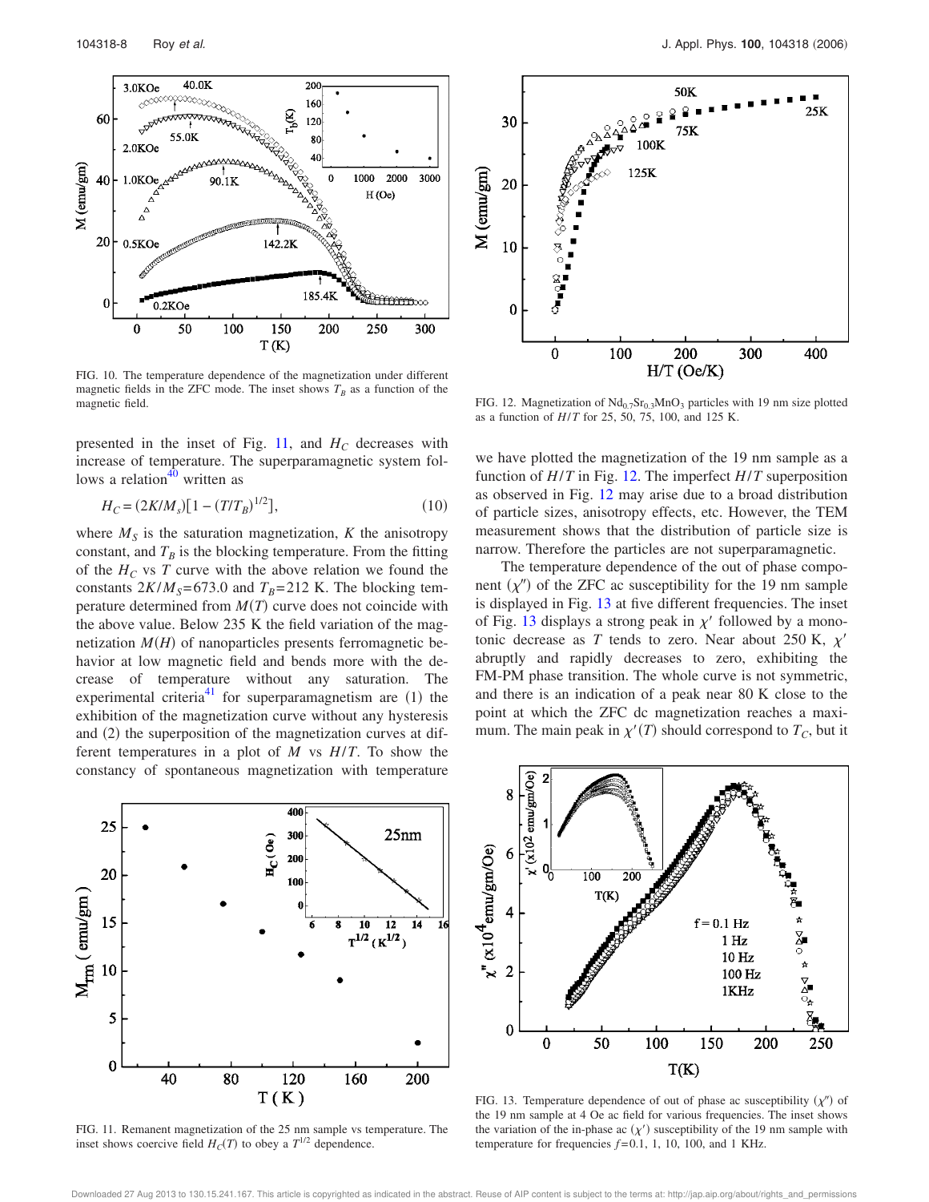FIG. 10. The temperature dependence of the magnetization under different magnetic fields in the ZFC mode. The inset shows $T_B$ as a function of the magnetic field.

presented in the inset of Fig. 11, and $H_C$ decreases with increase of temperature. The superparamagnetic system follows a relation[40] written as

$$H_C = (2K/M_s)[1 - (T/T_B)^{1/2}], \tag{10}$$

where $M_S$ is the saturation magnetization, $K$ the anisotropy constant, and $T_B$ is the blocking temperature. From the fitting of the $H_C$ vs $T$ curve with the above relation we found the constants $2K/M_S = 673.0$ and $T_B = 212$ K. The blocking temperature determined from $M(T)$ curve does not coincide with the above value. Below 235 K the field variation of the magnetization $M(H)$ of nanoparticles presents ferromagnetic behavior at low magnetic field and bends more with the decrease of temperature without any saturation. The experimental criteria[41] for superparamagnetism are (1) the exhibition of the magnetization curve without any hysteresis and (2) the superposition of the magnetization curves at different temperatures in a plot of $M$ vs $H/T$. To show the constancy of spontaneous magnetization with temperature

FIG. 11. Remanent magnetization of the 25 nm sample vs temperature. The inset shows coercive field $H_C(T)$ to obey a $T^{1/2}$ dependence.

FIG. 12. Magnetization of $Nd_{0.7}Sr_{0.3}MnO_3$ particles with 19 nm size plotted as a function of $H/T$ for 25, 50, 75, 100, and 125 K.

we have plotted the magnetization of the 19 nm sample as a function of $H/T$ in Fig. 12. The imperfect $H/T$ superposition as observed in Fig. 12 may arise due to a broad distribution of particle sizes, anisotropy effects, etc. However, the TEM measurement shows that the distribution of particle size is narrow. Therefore the particles are not superparamagnetic.

The temperature dependence of the out of phase component ($\chi''$) of the ZFC ac susceptibility for the 19 nm sample is displayed in Fig. 13 at five different frequencies. The inset of Fig. 13 displays a strong peak in $\chi'$ followed by a monotonic decrease as $T$ tends to zero. Near about 250 K, $\chi'$ abruptly and rapidly decreases to zero, exhibiting the FM-PM phase transition. The whole curve is not symmetric, and there is an indication of a peak near 80 K close to the point at which the ZFC dc magnetization reaches a maximum. The main peak in $\chi'(T)$ should correspond to $T_C$, but it

FIG. 13. Temperature dependence of out of phase ac susceptibility ($\chi''$) of the 19 nm sample at 4 Oe ac field for various frequencies. The inset shows the variation of the in-phase ac ($\chi'$) susceptibility of the 19 nm sample with temperature for frequencies $f = 0.1$, 1, 10, 100, and 1 KHz.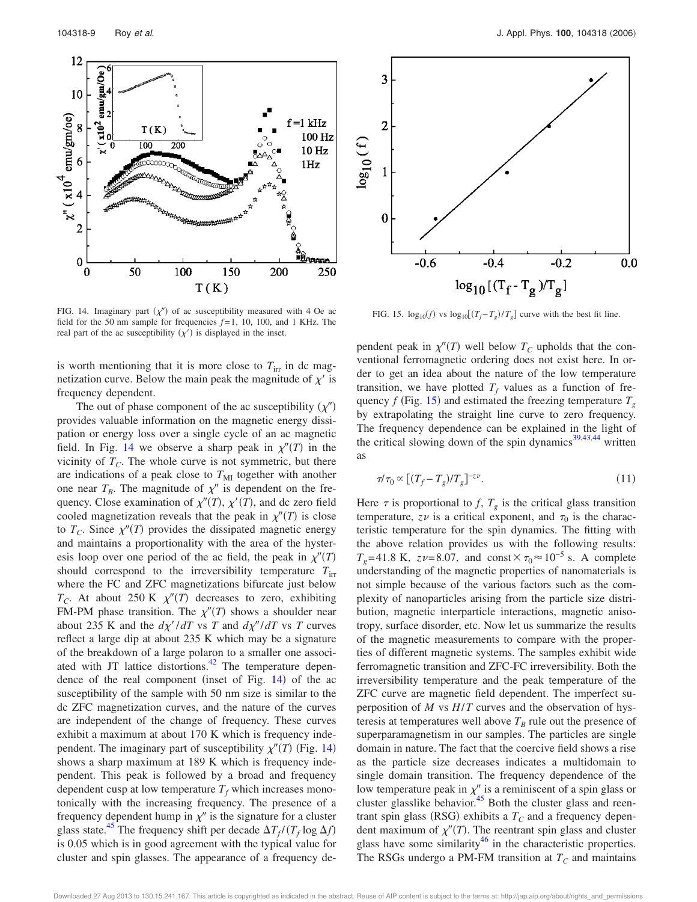FIG. 14. Imaginary part $(\chi'')$ of ac susceptibility measured with 4 Oe ac field for the 50 nm sample for frequencies $f$=1, 10, 100, and 1 KHz. The real part of the ac susceptibility $(\chi')$ is displayed in the inset.

FIG. 15. $\log_{10}(f)$ vs $\log_{10}[(T_f - T_g)/T_g]$ curve with the best fit line.

is worth mentioning that it is more close to $T_{irr}$ in dc magnetization curve. Below the main peak the magnitude of $\chi'$ is frequency dependent.

The out of phase component of the ac susceptibility $(\chi'')$ provides valuable information on the magnetic energy dissipation or energy loss over a single cycle of an ac magnetic field. In Fig. 14 we observe a sharp peak in $\chi''(T)$ in the vicinity of $T_C$. The whole curve is not symmetric, but there are indications of a peak close to $T_{MI}$ together with another one near $T_B$. The magnitude of $\chi''$ is dependent on the frequency. Close examination of $\chi''(T)$, $\chi'(T)$, and dc zero field cooled magnetization reveals that the peak in $\chi''(T)$ is close to $T_C$. Since $\chi''(T)$ provides the dissipated magnetic energy and maintains a proportionality with the area of the hysteresis loop over one period of the ac field, the peak in $\chi''(T)$ should correspond to the irreversibility temperature $T_{irr}$ where the FC and ZFC magnetizations bifurcate just below $T_C$. At about 250 K $\chi''(T)$ decreases to zero, exhibiting FM-PM phase transition. The $\chi''(T)$ shows a shoulder near about 235 K and the $d\chi'/dT$ vs $T$ and $d\chi''/dT$ vs $T$ curves reflect a large dip at about 235 K which may be a signature of the breakdown of a large polaron to a smaller one associated with JT lattice distortions.[42] The temperature dependence of the real component (inset of Fig. 14) of the ac susceptibility of the sample with 50 nm size is similar to the dc ZFC magnetization curves, and the nature of the curves are independent of the change of frequency. These curves exhibit a maximum at about 170 K which is frequency independent. The imaginary part of susceptibility $\chi''(T)$ (Fig. 14) shows a sharp maximum at 189 K which is frequency independent. This peak is followed by a broad and frequency dependent cusp at low temperature $T_f$ which increases monotonically with the increasing frequency. The presence of a frequency dependent hump in $\chi''$ is the signature for a cluster glass state.[45] The frequency shift per decade $\Delta T_f/(T_f \log \Delta f)$ is 0.05 which is in good agreement with the typical value for cluster and spin glasses. The appearance of a frequency dependent peak in $\chi''(T)$ well below $T_C$ upholds that the conventional ferromagnetic ordering does not exist here. In order to get an idea about the nature of the low temperature transition, we have plotted $T_f$ values as a function of frequency $f$ (Fig. 15) and estimated the freezing temperature $T_g$ by extrapolating the straight line curve to zero frequency. The frequency dependence can be explained in the light of the critical slowing down of the spin dynamics[39,43,44] written as

$$\tau/\tau_0 \propto [(T_f - T_g)/T_g]^{-z\nu}. \tag{11}$$

Here $\tau$ is proportional to $f$, $T_g$ is the critical glass transition temperature, $z\nu$ is a critical exponent, and $\tau_0$ is the characteristic temperature for the spin dynamics. The fitting with the above relation provides us with the following results: $T_g$=41.8 K, $z\nu$=8.07, and const $\times\, \tau_0 \approx 10^{-5}$ s. A complete understanding of the magnetic properties of nanomaterials is not simple because of the various factors such as the complexity of nanoparticles arising from the particle size distribution, magnetic interparticle interactions, magnetic anisotropy, surface disorder, etc. Now let us summarize the results of the magnetic measurements to compare with the properties of different magnetic systems. The samples exhibit wide ferromagnetic transition and ZFC-FC irreversibility. Both the irreversibility temperature and the peak temperature of the ZFC curve are magnetic field dependent. The imperfect superposition of $M$ vs $H/T$ curves and the observation of hysteresis at temperatures well above $T_B$ rule out the presence of superparamagnetism in our samples. The particles are single domain in nature. The fact that the coercive field shows a rise as the particle size decreases indicates a multidomain to single domain transition. The frequency dependence of the low temperature peak in $\chi''$ is a reminiscent of a spin glass or cluster glasslike behavior.[45] Both the cluster glass and reentrant spin glass (RSG) exhibits a $T_C$ and a frequency dependent maximum of $\chi''(T)$. The reentrant spin glass and cluster glass have some similarity[46] in the characteristic properties. The RSGs undergo a PM-FM transition at $T_C$ and maintains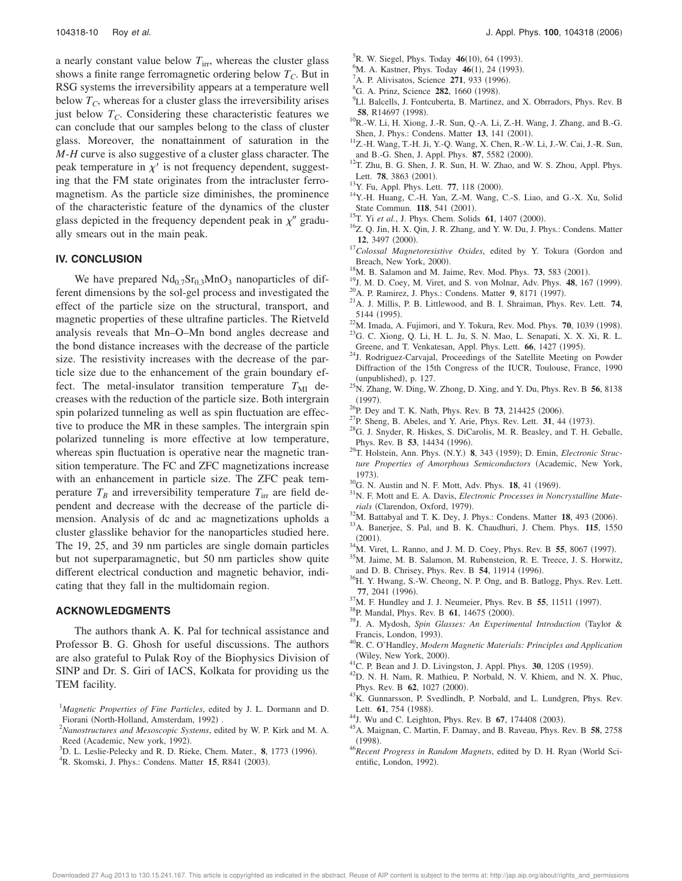a nearly constant value below $T_{irr}$, whereas the cluster glass shows a finite range ferromagnetic ordering below $T_C$. But in RSG systems the irreversibility appears at a temperature well below $T_C$, whereas for a cluster glass the irreversibility arises just below $T_C$. Considering these characteristic features we can conclude that our samples belong to the class of cluster glass. Moreover, the nonattainment of saturation in the *M-H* curve is also suggestive of a cluster glass character. The peak temperature in $\chi'$ is not frequency dependent, suggesting that the FM state originates from the intracluster ferromagnetism. As the particle size diminishes, the prominence of the characteristic feature of the dynamics of the cluster glass depicted in the frequency dependent peak in $\chi''$ gradually smears out in the main peak.

## IV. CONCLUSION

We have prepared $Nd_{0.7}Sr_{0.3}MnO_3$ nanoparticles of different dimensions by the sol-gel process and investigated the effect of the particle size on the structural, transport, and magnetic properties of these ultrafine particles. The Rietveld analysis reveals that Mn–O–Mn bond angles decrease and the bond distance increases with the decrease of the particle size. The resistivity increases with the decrease of the particle size due to the enhancement of the grain boundary effect. The metal-insulator transition temperature $T_{MI}$ decreases with the reduction of the particle size. Both intergrain spin polarized tunneling as well as spin fluctuation are effective to produce the MR in these samples. The intergrain spin polarized tunneling is more effective at low temperature, whereas spin fluctuation is operative near the magnetic transition temperature. The FC and ZFC magnetizations increase with an enhancement in particle size. The ZFC peak temperature $T_B$ and irreversibility temperature $T_{irr}$ are field dependent and decrease with the decrease of the particle dimension. Analysis of dc and ac magnetizations upholds a cluster glasslike behavior for the nanoparticles studied here. The 19, 25, and 39 nm particles are single domain particles but not superparamagnetic, but 50 nm particles show quite different electrical conduction and magnetic behavior, indicating that they fall in the multidomain region.

## ACKNOWLEDGMENTS

The authors thank A. K. Pal for technical assistance and Professor B. G. Ghosh for useful discussions. The authors are also grateful to Pulak Roy of the Biophysics Division of SINP and Dr. S. Giri of IACS, Kolkata for providing us the TEM facility.

[1] *Magnetic Properties of Fine Particles*, edited by J. L. Dormann and D. Fiorani (North-Holland, Amsterdam, 1992) .

[2] *Nanostructures and Mesoscopic Systems*, edited by W. P. Kirk and M. A. Reed (Academic, New york, 1992).

[3] D. L. Leslie-Pelecky and R. D. Rieke, Chem. Mater., **8**, 1773 (1996).

[4] R. Skomski, J. Phys.: Condens. Matter **15**, R841 (2003).

[5] R. W. Siegel, Phys. Today **46**(10), 64 (1993).

[6] M. A. Kastner, Phys. Today **46**(1), 24 (1993).

[7] A. P. Alivisatos, Science **271**, 933 (1996).

[8] G. A. Prinz, Science **282**, 1660 (1998).

[9] Ll. Balcells, J. Fontcuberta, B. Martinez, and X. Obrradors, Phys. Rev. B **58**, R14697 (1998).

[10] R.-W. Li, H. Xiong, J.-R. Sun, Q.-A. Li, Z.-H. Wang, J. Zhang, and B.-G. Shen, J. Phys.: Condens. Matter **13**, 141 (2001).

[11] Z.-H. Wang, T.-H. Ji, Y.-Q. Wang, X. Chen, R.-W. Li, J.-W. Cai, J.-R. Sun, and B.-G. Shen, J. Appl. Phys. **87**, 5582 (2000).

[12] T. Zhu, B. G. Shen, J. R. Sun, H. W. Zhao, and W. S. Zhou, Appl. Phys. Lett. **78**, 3863 (2001).

[13] Y. Fu, Appl. Phys. Lett. **77**, 118 (2000).

[14] Y.-H. Huang, C.-H. Yan, Z.-M. Wang, C.-S. Liao, and G.-X. Xu, Solid State Commun. **118**, 541 (2001).

[15] T. Yi *et al.*, J. Phys. Chem. Solids **61**, 1407 (2000).

[16] Z. Q. Jin, H. X. Qin, J. R. Zhang, and Y. W. Du, J. Phys.: Condens. Matter **12**, 3497 (2000).

[17] *Colossal Magnetoresistive Oxides*, edited by Y. Tokura (Gordon and Breach, New York, 2000).

[18] M. B. Salamon and M. Jaime, Rev. Mod. Phys. **73**, 583 (2001).

[19] J. M. D. Coey, M. Viret, and S. von Molnar, Adv. Phys. **48**, 167 (1999).

[20] A. P. Ramirez, J. Phys.: Condens. Matter **9**, 8171 (1997).

[21] A. J. Millis, P. B. Littlewood, and B. I. Shraiman, Phys. Rev. Lett. **74**, 5144 (1995).

[22] M. Imada, A. Fujimori, and Y. Tokura, Rev. Mod. Phys. **70**, 1039 (1998).

[23] G. C. Xiong, Q. Li, H. L. Ju, S. N. Mao, L. Senapati, X. X. Xi, R. L. Greene, and T. Venkatesan, Appl. Phys. Lett. **66**, 1427 (1995).

[24] J. Rodriguez-Carvajal, Proceedings of the Satellite Meeting on Powder Diffraction of the 15th Congress of the IUCR, Toulouse, France, 1990 (unpublished), p. 127.

[25] N. Zhang, W. Ding, W. Zhong, D. Xing, and Y. Du, Phys. Rev. B **56**, 8138 (1997).

[26] P. Dey and T. K. Nath, Phys. Rev. B **73**, 214425 (2006).

[27] P. Sheng, B. Abeles, and Y. Arie, Phys. Rev. Lett. **31**, 44 (1973).

[28] G. J. Snyder, R. Hiskes, S. DiCarolis, M. R. Beasley, and T. H. Geballe, Phys. Rev. B **53**, 14434 (1996).

[29] T. Holstein, Ann. Phys. (N.Y.) **8**, 343 (1959); D. Emin, *Electronic Structure Properties of Amorphous Semiconductors* (Academic, New York, 1973).

[30] G. N. Austin and N. F. Mott, Adv. Phys. **18**, 41 (1969).

[31] N. F. Mott and E. A. Davis, *Electronic Processes in Noncrystalline Materials* (Clarendon, Oxford, 1979).

[32] M. Battabyal and T. K. Dey, J. Phys.: Condens. Matter **18**, 493 (2006).

[33] A. Banerjee, S. Pal, and B. K. Chaudhuri, J. Chem. Phys. **115**, 1550 (2001).

[34] M. Viret, L. Ranno, and J. M. D. Coey, Phys. Rev. B **55**, 8067 (1997).

[35] M. Jaime, M. B. Salamon, M. Rubensteion, R. E. Treece, J. S. Horwitz, and D. B. Chrisey, Phys. Rev. B **54**, 11914 (1996).

[36] H. Y. Hwang, S.-W. Cheong, N. P. Ong, and B. Batlogg, Phys. Rev. Lett. **77**, 2041 (1996).

[37] M. F. Hundley and J. J. Neumeier, Phys. Rev. B **55**, 11511 (1997).

[38] P. Mandal, Phys. Rev. B **61**, 14675 (2000).

[39] J. A. Mydosh, *Spin Glasses: An Experimental Introduction* (Taylor & Francis, London, 1993).

[40] R. C. O'Handley, *Modern Magnetic Materials: Principles and Application* (Wiley, New York, 2000).

[41] C. P. Bean and J. D. Livingston, J. Appl. Phys. **30**, 120S (1959).

[42] D. N. H. Nam, R. Mathieu, P. Norbald, N. V. Khiem, and N. X. Phuc, Phys. Rev. B **62**, 1027 (2000).

[43] K. Gunnarsson, P. Svedlindh, P. Norbald, and L. Lundgren, Phys. Rev. Lett. **61**, 754 (1988).

[44] J. Wu and C. Leighton, Phys. Rev. B **67**, 174408 (2003).

[45] A. Maignan, C. Martin, F. Damay, and B. Raveau, Phys. Rev. B **58**, 2758 (1998).

[46] *Recent Progress in Random Magnets*, edited by D. H. Ryan (World Scientific, London, 1992).